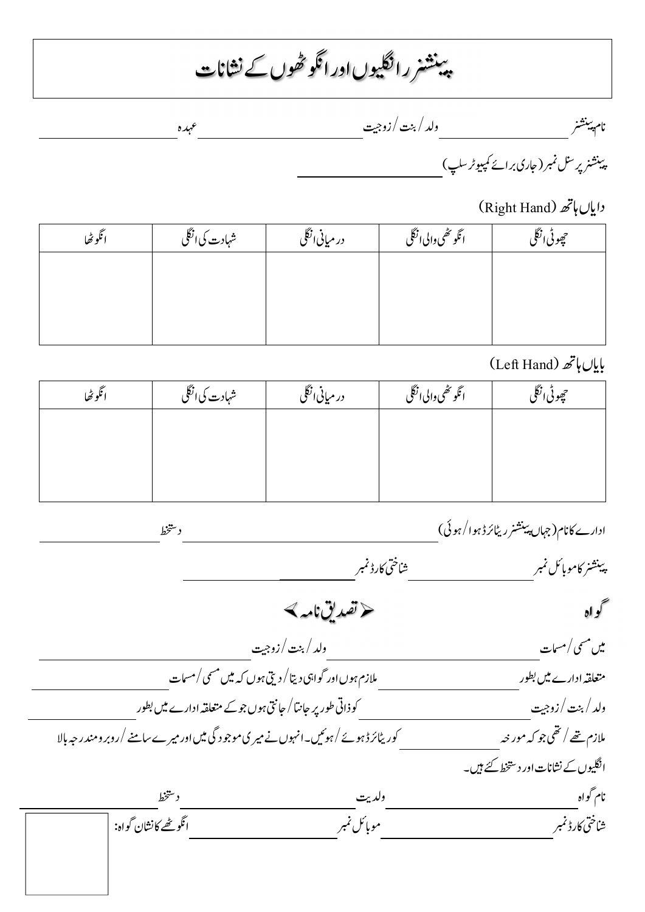# پینشنر ز انگلیوں اور انگوٹھوں کے نشانات

نام پینشنر ____________ ولد / بنت / زوجیت ____________ عہدہ ____________

پینشنر پرسنل نمبر (جاری برائے کمپیوٹر سلپ) ____________

دایاں ہاتھ (Right Hand)

| چھوٹی انگلی | انگوٹھی والی انگلی | درمیانی انگلی | شہادت کی انگلی | انگوٹھا |
|---|---|---|---|---|
| | | | | |

بایاں ہاتھ (Left Hand)

| چھوٹی انگلی | انگوٹھی والی انگلی | درمیانی انگلی | شہادت کی انگلی | انگوٹھا |
|---|---|---|---|---|
| | | | | |

ادارے کا نام (جہاں پینشنر ریٹائرڈ ہوا / ہوئی) ____________ دستخط ____________

پینشنر کا موبائل نمبر ____________ شناختی کارڈ نمبر ____________

## گواہ

## تصدیق نامہ

میں مسمی / مسمات ____________ ولد / بنت / زوجیت ____________

متعلقہ ادارے میں بطور ____________ ملازم ہوں اور گواہی دیتا / دیتی ہوں کہ میں مسمی / مسمات ____________

ولد / بنت / زوجیت ____________ کو ذاتی طور پر جانتا / جانتی ہوں جو کے متعلقہ ادارے میں بطور ____________

ملازم تھے / تھی جو کہ مورخہ ____________ کو ریٹائرڈ ہوئے / ہوئیں۔ انہوں نے میری موجودگی میں اور میرے سامنے / روبرو مندرجہ بالا انگلیوں کے نشانات اور دستخط کئے ہیں۔

نام گواہ ____________ ولدیت ____________ دستخط ____________

شناختی کارڈ نمبر ____________ موبائل نمبر ____________ انگوٹھے کا نشان گواہ: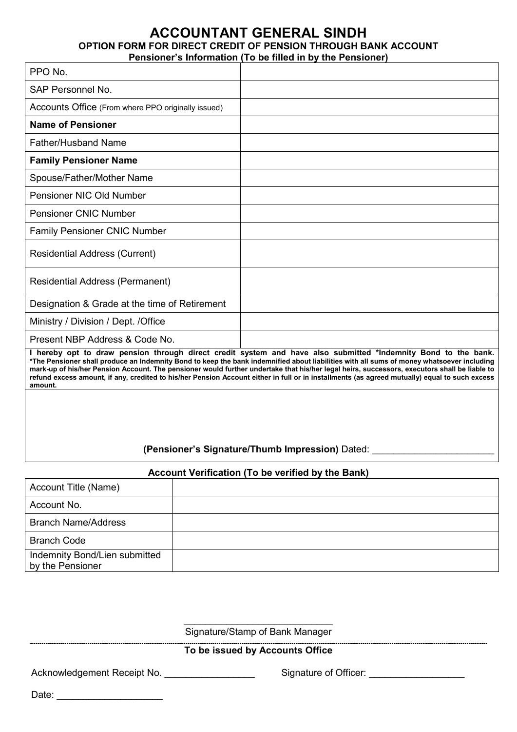# ACCOUNTANT GENERAL SINDH

## OPTION FORM FOR DIRECT CREDIT OF PENSION THROUGH BANK ACCOUNT

**Pensioner's Information (To be filled in by the Pensioner)**

| | |
|---|---|
| PPO No. | |
| SAP Personnel No. | |
| Accounts Office (From where PPO originally issued) | |
| **Name of Pensioner** | |
| Father/Husband Name | |
| **Family Pensioner Name** | |
| Spouse/Father/Mother Name | |
| Pensioner NIC Old Number | |
| Pensioner CNIC Number | |
| Family Pensioner CNIC Number | |
| Residential Address (Current) | |
| Residential Address (Permanent) | |
| Designation & Grade at the time of Retirement | |
| Ministry / Division / Dept. /Office | |
| Present NBP Address & Code No. | |

**I hereby opt to draw pension through direct credit system and have also submitted *Indemnity Bond to the bank. *The Pensioner shall produce an Indemnity Bond to keep the bank indemnified about liabilities with all sums of money whatsoever including mark-up of his/her Pension Account. The pensioner would further undertake that his/her legal heirs, successors, executors shall be liable to refund excess amount, if any, credited to his/her Pension Account either in full or in installments (as agreed mutually) equal to such excess amount.**

**(Pensioner's Signature/Thumb Impression)** Dated: _______________________

**Account Verification (To be verified by the Bank)**

| | |
|---|---|
| Account Title (Name) | |
| Account No. | |
| Branch Name/Address | |
| Branch Code | |
| Indemnity Bond/Lien submitted by the Pensioner | |

____________________________

Signature/Stamp of Bank Manager

**To be issued by Accounts Office**

Acknowledgement Receipt No. _________________ Signature of Officer: __________________

Date: ____________________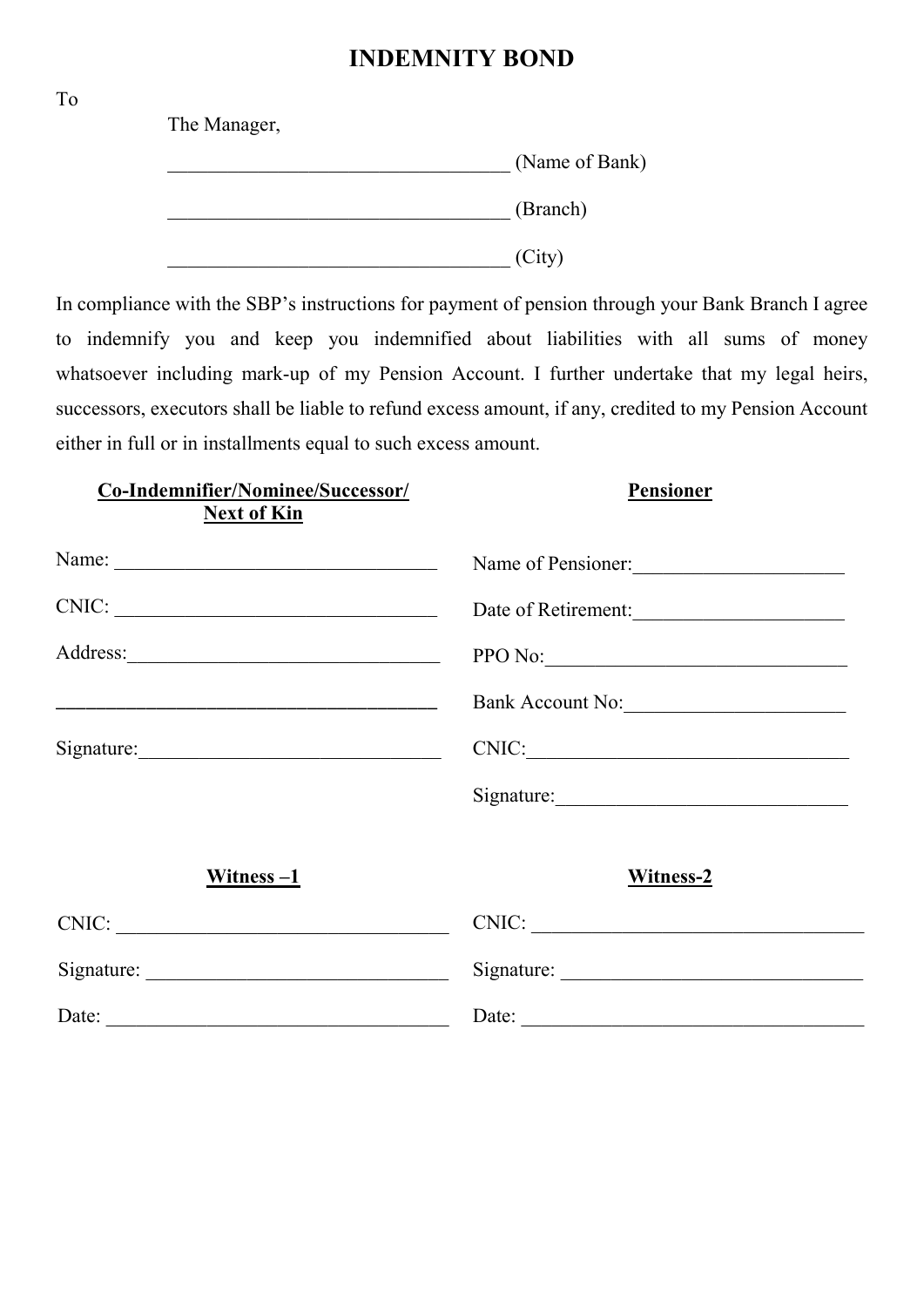# INDEMNITY BOND

To

The Manager,

___________________________________ (Name of Bank)

___________________________________ (Branch)

___________________________________ (City)

In compliance with the SBP's instructions for payment of pension through your Bank Branch I agree to indemnify you and keep you indemnified about liabilities with all sums of money whatsoever including mark-up of my Pension Account. I further undertake that my legal heirs, successors, executors shall be liable to refund excess amount, if any, credited to my Pension Account either in full or in installments equal to such excess amount.

**Co-Indemnifier/Nominee/Successor/ Next of Kin**

Name: _________________________________

CNIC: _________________________________

Address:_______________________________

_______________________________________

Signature:______________________________

**Pensioner**

Name of Pensioner:_____________________

Date of Retirement:_____________________

PPO No:_______________________________

Bank Account No:______________________

CNIC:_________________________________

Signature:_____________________________

**Witness –1**

CNIC: _________________________________

Signature: ______________________________

Date: __________________________________

**Witness-2**

CNIC: _________________________________

Signature: ______________________________

Date: __________________________________